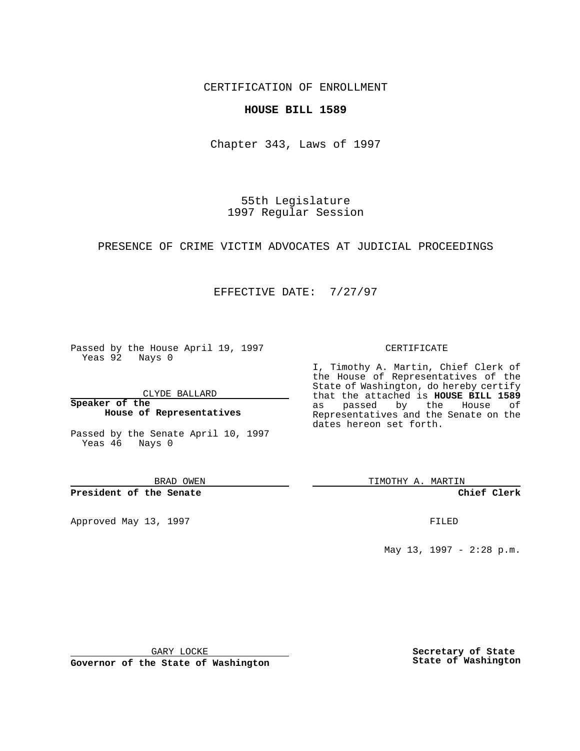CERTIFICATION OF ENROLLMENT

**HOUSE BILL 1589**

Chapter 343, Laws of 1997

55th Legislature
1997 Regular Session

PRESENCE OF CRIME VICTIM ADVOCATES AT JUDICIAL PROCEEDINGS

EFFECTIVE DATE: 7/27/97

Passed by the House April 19, 1997
Yeas 92 Nays 0

CLYDE BALLARD

**Speaker of the House of Representatives**

Passed by the Senate April 10, 1997
Yeas 46 Nays 0

BRAD OWEN

**President of the Senate**

Approved May 13, 1997

GARY LOCKE

**Governor of the State of Washington**

CERTIFICATE

I, Timothy A. Martin, Chief Clerk of the House of Representatives of the State of Washington, do hereby certify that the attached is **HOUSE BILL 1589** as passed by the House of Representatives and the Senate on the dates hereon set forth.

TIMOTHY A. MARTIN

**Chief Clerk**

FILED

May 13, 1997 - 2:28 p.m.

**Secretary of State**
**State of Washington**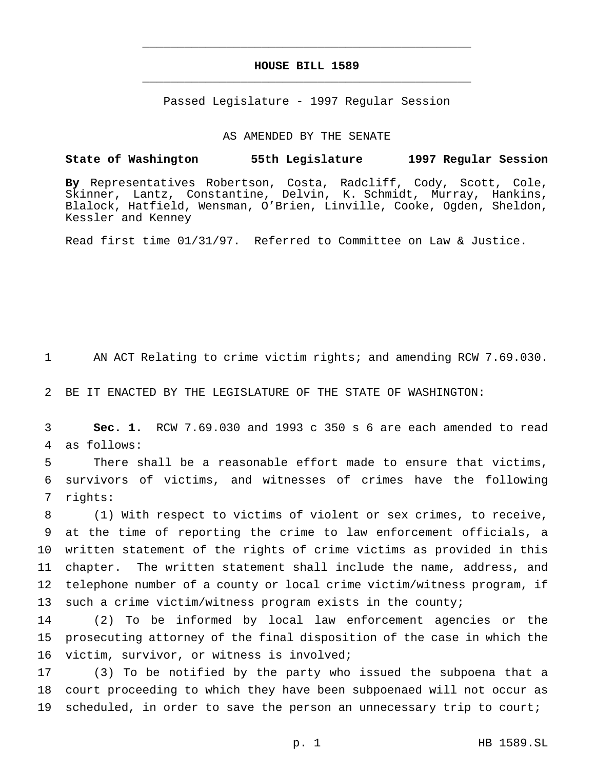# HOUSE BILL 1589

Passed Legislature - 1997 Regular Session

AS AMENDED BY THE SENATE

**State of Washington 55th Legislature 1997 Regular Session**

**By** Representatives Robertson, Costa, Radcliff, Cody, Scott, Cole, Skinner, Lantz, Constantine, Delvin, K. Schmidt, Murray, Hankins, Blalock, Hatfield, Wensman, O'Brien, Linville, Cooke, Ogden, Sheldon, Kessler and Kenney

Read first time 01/31/97. Referred to Committee on Law & Justice.

1 AN ACT Relating to crime victim rights; and amending RCW 7.69.030.

2 BE IT ENACTED BY THE LEGISLATURE OF THE STATE OF WASHINGTON:

3 **Sec. 1.** RCW 7.69.030 and 1993 c 350 s 6 are each amended to read
4 as follows:

5 There shall be a reasonable effort made to ensure that victims,
6 survivors of victims, and witnesses of crimes have the following
7 rights:

8 (1) With respect to victims of violent or sex crimes, to receive,
9 at the time of reporting the crime to law enforcement officials, a
10 written statement of the rights of crime victims as provided in this
11 chapter. The written statement shall include the name, address, and
12 telephone number of a county or local crime victim/witness program, if
13 such a crime victim/witness program exists in the county;

14 (2) To be informed by local law enforcement agencies or the
15 prosecuting attorney of the final disposition of the case in which the
16 victim, survivor, or witness is involved;

17 (3) To be notified by the party who issued the subpoena that a
18 court proceeding to which they have been subpoenaed will not occur as
19 scheduled, in order to save the person an unnecessary trip to court;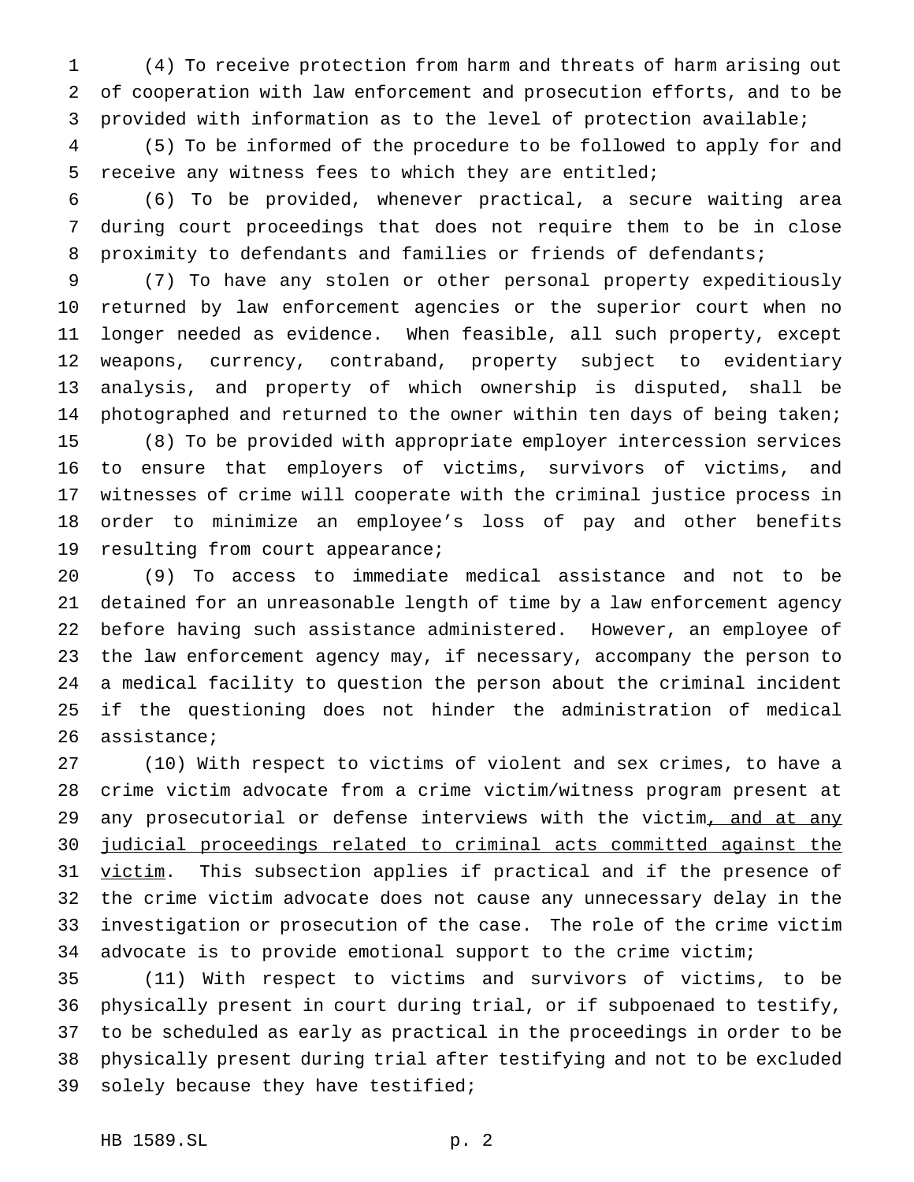(4) To receive protection from harm and threats of harm arising out of cooperation with law enforcement and prosecution efforts, and to be provided with information as to the level of protection available;

(5) To be informed of the procedure to be followed to apply for and receive any witness fees to which they are entitled;

(6) To be provided, whenever practical, a secure waiting area during court proceedings that does not require them to be in close proximity to defendants and families or friends of defendants;

(7) To have any stolen or other personal property expeditiously returned by law enforcement agencies or the superior court when no longer needed as evidence. When feasible, all such property, except weapons, currency, contraband, property subject to evidentiary analysis, and property of which ownership is disputed, shall be photographed and returned to the owner within ten days of being taken;

(8) To be provided with appropriate employer intercession services to ensure that employers of victims, survivors of victims, and witnesses of crime will cooperate with the criminal justice process in order to minimize an employee's loss of pay and other benefits resulting from court appearance;

(9) To access to immediate medical assistance and not to be detained for an unreasonable length of time by a law enforcement agency before having such assistance administered. However, an employee of the law enforcement agency may, if necessary, accompany the person to a medical facility to question the person about the criminal incident if the questioning does not hinder the administration of medical assistance;

(10) With respect to victims of violent and sex crimes, to have a crime victim advocate from a crime victim/witness program present at any prosecutorial or defense interviews with the victim<u>, and at any judicial proceedings related to criminal acts committed against the victim</u>. This subsection applies if practical and if the presence of the crime victim advocate does not cause any unnecessary delay in the investigation or prosecution of the case. The role of the crime victim advocate is to provide emotional support to the crime victim;

(11) With respect to victims and survivors of victims, to be physically present in court during trial, or if subpoenaed to testify, to be scheduled as early as practical in the proceedings in order to be physically present during trial after testifying and not to be excluded solely because they have testified;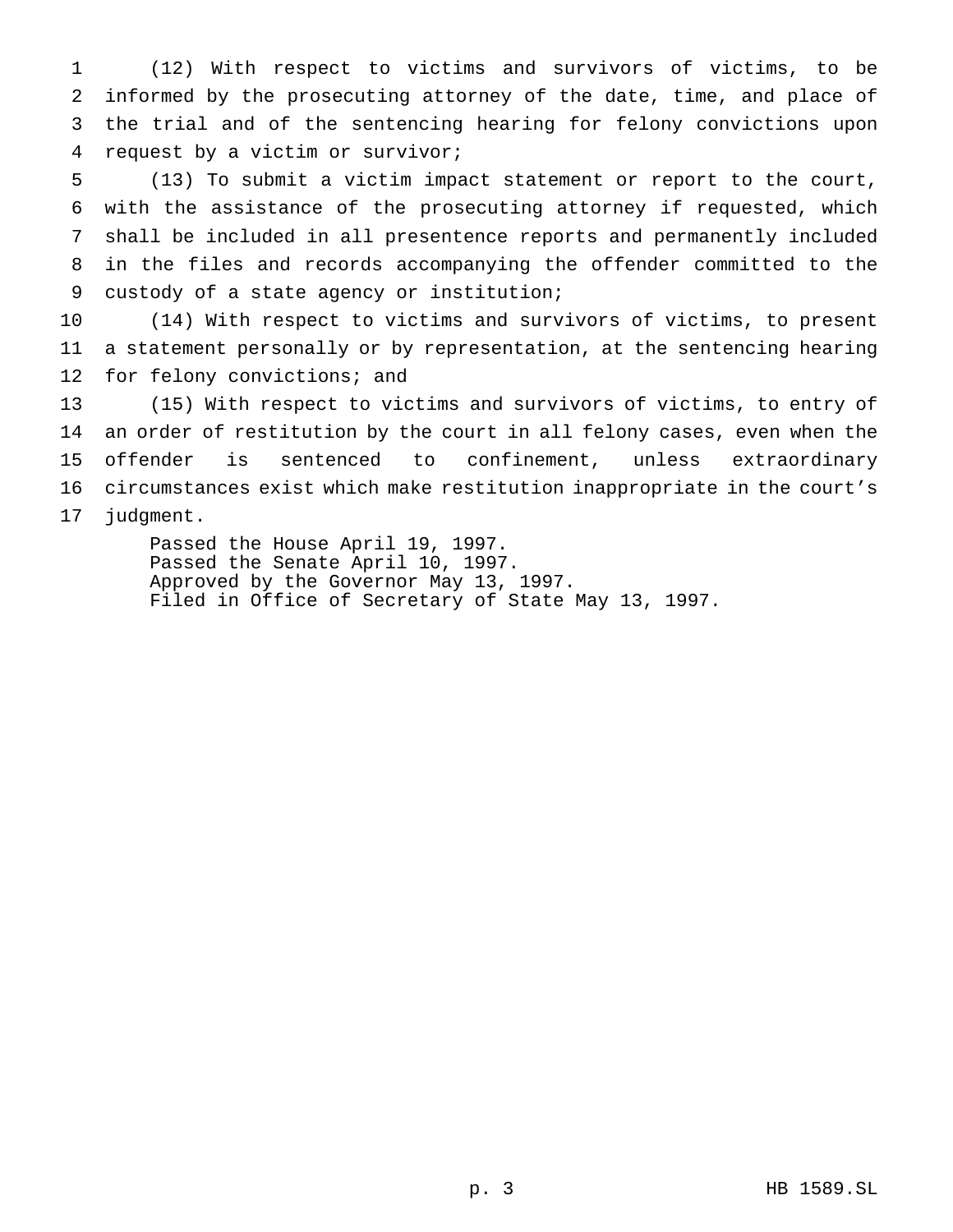(12) With respect to victims and survivors of victims, to be informed by the prosecuting attorney of the date, time, and place of the trial and of the sentencing hearing for felony convictions upon request by a victim or survivor;

(13) To submit a victim impact statement or report to the court, with the assistance of the prosecuting attorney if requested, which shall be included in all presentence reports and permanently included in the files and records accompanying the offender committed to the custody of a state agency or institution;

(14) With respect to victims and survivors of victims, to present a statement personally or by representation, at the sentencing hearing for felony convictions; and

(15) With respect to victims and survivors of victims, to entry of an order of restitution by the court in all felony cases, even when the offender is sentenced to confinement, unless extraordinary circumstances exist which make restitution inappropriate in the court's judgment.

Passed the House April 19, 1997.
Passed the Senate April 10, 1997.
Approved by the Governor May 13, 1997.
Filed in Office of Secretary of State May 13, 1997.